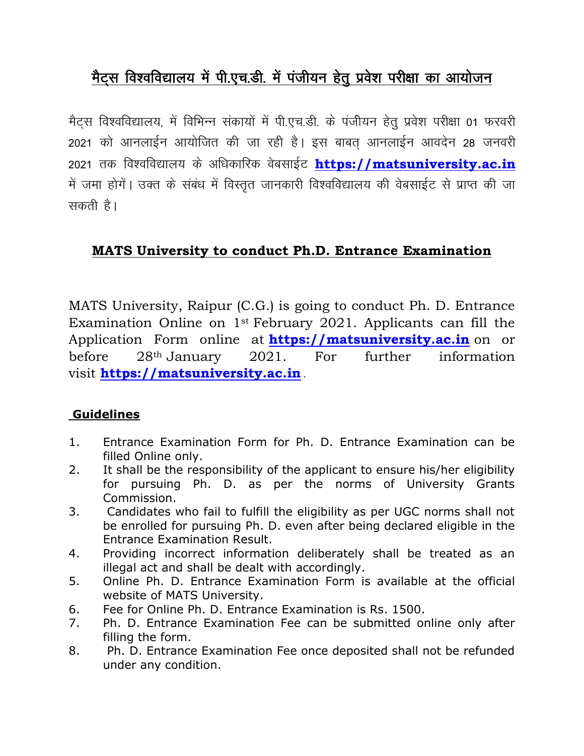# मैट्स विश्वविद्यालय में पी.एच.डी. में पंजीयन हेतु प्रवेश परीक्षा का आयोजन

मैट्स विश्वविद्यालय, में विभिन्न संकायों में पी.एच.डी. के पंजीयन हेतु प्रवेश परीक्षा 01 फरवरी 2021 को आनलाईन आयोजित की जा रही है। इस बाबत् आनलाईन आवदेन 28 जनवरी 2021 तक विश्वविद्यालय के अधिकारिक वेबसाईट **https://matsuniversity.ac.in** में जमा होगें। उक्त के संबंध में विस्तृत जानकारी विश्वविद्यालय की वेबसाईट से प्राप्त की जा सकती है।

# MATS University to conduct Ph.D. Entrance Examination

MATS University, Raipur (C.G.) is going to conduct Ph. D. Entrance Examination Online on 1st February 2021. Applicants can fill the Application Form online at **https://matsuniversity.ac.in** on or before 28th January 2021. For further information visit **https://matsuniversity.ac.in**.

## Guidelines

1. Entrance Examination Form for Ph. D. Entrance Examination can be filled Online only.
2. It shall be the responsibility of the applicant to ensure his/her eligibility for pursuing Ph. D. as per the norms of University Grants Commission.
3. Candidates who fail to fulfill the eligibility as per UGC norms shall not be enrolled for pursuing Ph. D. even after being declared eligible in the Entrance Examination Result.
4. Providing incorrect information deliberately shall be treated as an illegal act and shall be dealt with accordingly.
5. Online Ph. D. Entrance Examination Form is available at the official website of MATS University.
6. Fee for Online Ph. D. Entrance Examination is Rs. 1500.
7. Ph. D. Entrance Examination Fee can be submitted online only after filling the form.
8. Ph. D. Entrance Examination Fee once deposited shall not be refunded under any condition.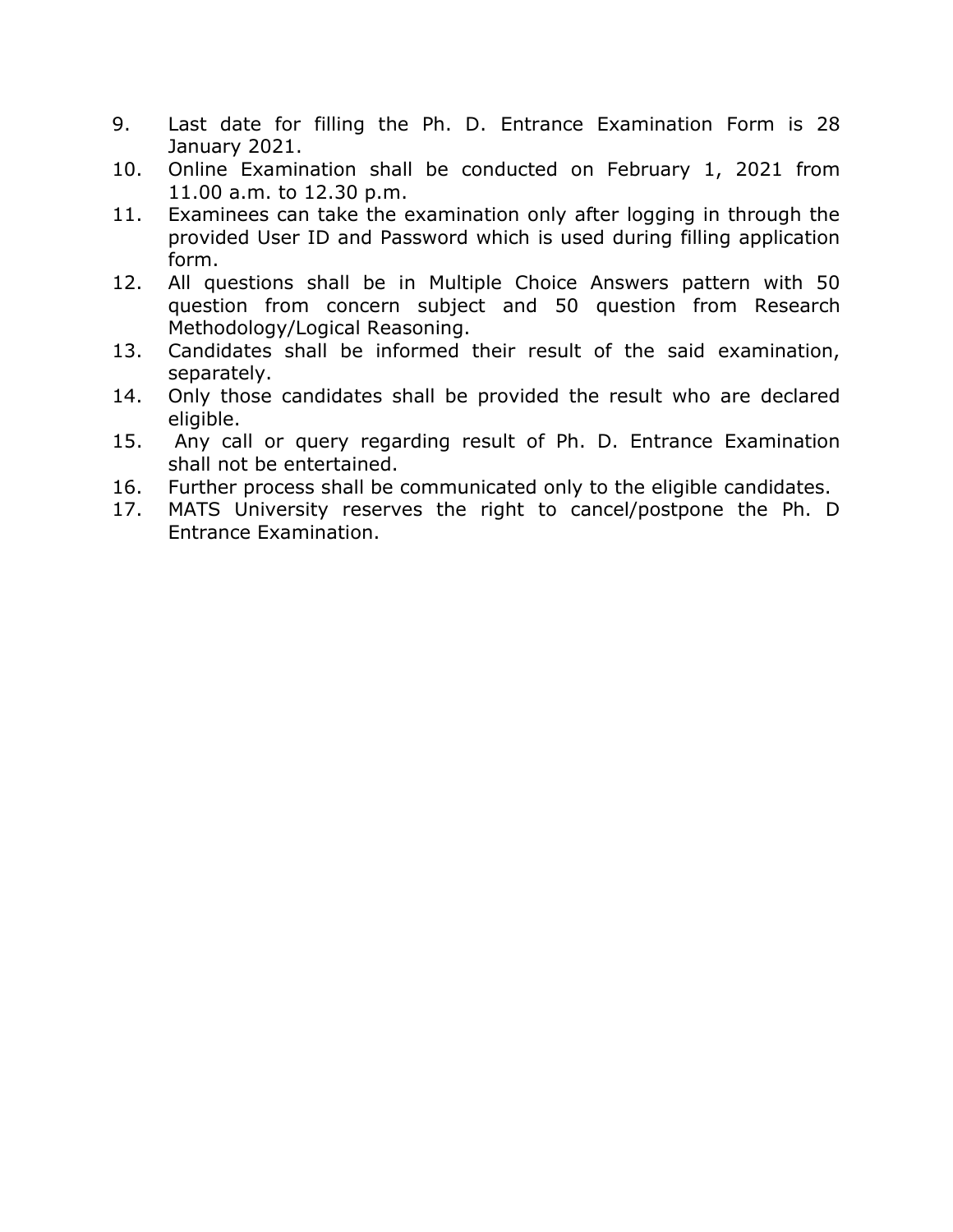9. Last date for filling the Ph. D. Entrance Examination Form is 28 January 2021.
10. Online Examination shall be conducted on February 1, 2021 from 11.00 a.m. to 12.30 p.m.
11. Examinees can take the examination only after logging in through the provided User ID and Password which is used during filling application form.
12. All questions shall be in Multiple Choice Answers pattern with 50 question from concern subject and 50 question from Research Methodology/Logical Reasoning.
13. Candidates shall be informed their result of the said examination, separately.
14. Only those candidates shall be provided the result who are declared eligible.
15. Any call or query regarding result of Ph. D. Entrance Examination shall not be entertained.
16. Further process shall be communicated only to the eligible candidates.
17. MATS University reserves the right to cancel/postpone the Ph. D Entrance Examination.